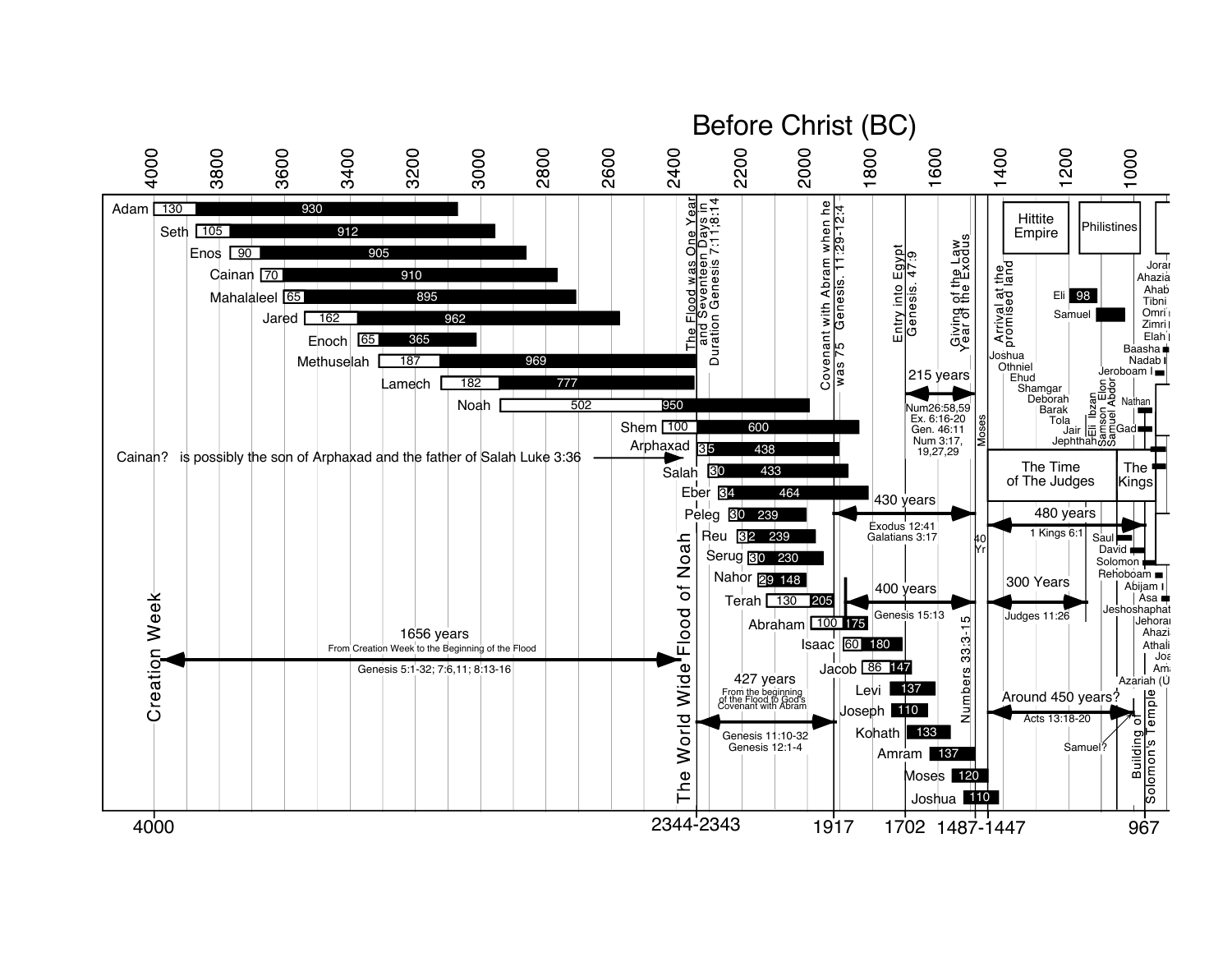# Before Christ (BC)

4000 3800 3600 3400 3200 3000 2800 2600 2400 2200 2000 1800 1600 1400 1200 1000

| Name | Age at son's birth | Lifespan |
|---|---|---|
| Adam | 130 | 930 |
| Seth | 105 | 912 |
| Enos | 90 | 905 |
| Cainan | 70 | 910 |
| Mahalaleel | 65 | 895 |
| Jared | 162 | 962 |
| Enoch | 65 | 365 |
| Methuselah | 187 | 969 |
| Lamech | 182 | 777 |
| Noah | 502 | 950 |
| Shem | 100 | 600 |
| Arphaxad | 35 | 438 |
| Salah | 30 | 433 |
| Eber | 34 | 464 |
| Peleg | 30 | 239 |
| Reu | 32 | 239 |
| Serug | 30 | 230 |
| Nahor | 29 | 148 |
| Terah | 130 | 205 |
| Abraham | 100 | 175 |
| Isaac | 60 | 180 |
| Jacob | 86 | 147 |
| Levi | | 137 |
| Joseph | | 110 |
| Kohath | | 133 |
| Amram | | 137 |
| Moses | | 120 |
| Joshua | | 110 |

Cainan? is possibly the son of Arphaxad and the father of Salah Luke 3:36

Creation Week

1656 years
From Creation Week to the Beginning of the Flood
Genesis 5:1-32; 7:6,11; 8:13-16

The World Wide Flood of Noah

The Flood was One Year and Seventeen Days in Duration Genesis 7:11;8:14

427 years
From the beginning of the Flood to God's Covenant with Abram
Genesis 11:10-32
Genesis 12:1-4

Covenant with Abram when he was 75 Genesis. 11:29-12:4

430 years
Exodus 12:41
Galatians 3:17

400 years
Genesis 15:13

Entry into Egypt Genesis. 47:9

215 years
Num26:58,59
Ex. 6:16-20
Gen. 46:11
Num 3:17, 19,27,29

Giving of the Law Year of the Exodus

Moses

40 Yr

Numbers 33:3-15

Arrival at the promised land

Hittite Empire

Philistines

Joshua, Othniel, Ehud, Shamgar, Deborah, Barak, Tola, Jair, Jephthah, Ibzan, Elon, Abdon, Samson, Eli, Samuel

Eli 98

Samuel

The Time of The Judges

The Kings

480 years
1 Kings 6:1

300 Years
Judges 11:26

Around 450 years?
Acts 13:18-20

Samuel?

Nathan, Gad, Saul, David, Solomon, Rehoboam, Abijam, Asa, Jehoshaphat, Jehoram, Ahaziah, Athaliah, Joash, Amaziah, Azariah (U...)

Joram, Ahaziah, Ahab, Tibni, Omri, Zimri, Elah, Baasha, Nadab, Jeroboam I

Building of Solomon's Temple

4000 | 2344-2343 | 1917 | 1702 | 1487-1447 | 967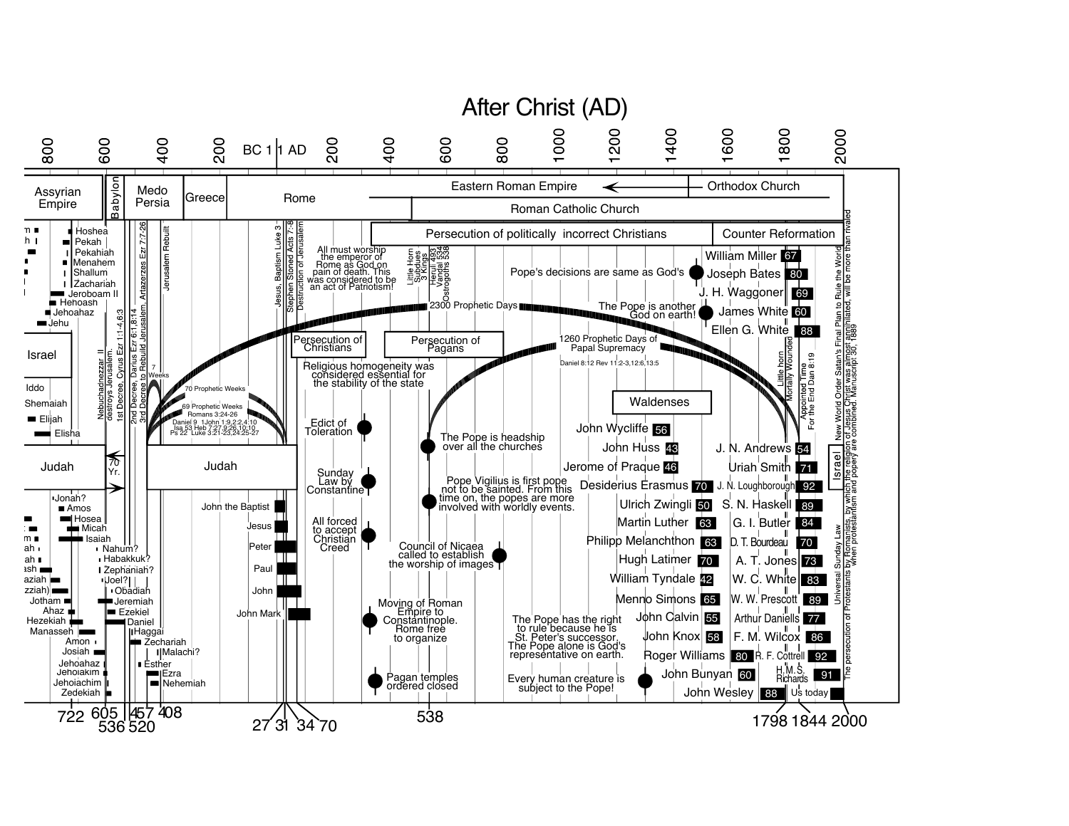# After Christ (AD)

800 600 400 200 BC 1 1 AD 200 400 600 800 1000 1200 1400 1600 1800 2000

Assyrian Empire

Babylon

Medo Persia

Greece

Rome

Eastern Roman Empire

Orthodox Church

Roman Catholic Church

Persecution of politically incorrect Christians

Counter Reformation

Hoshea
Pekah
Pekahiah
Menahem
Shallum
Zachariah
Jeroboam II
Hehoash
Jehoahaz
Jehu

Israel

Iddo
Shemaiah
Elijah
Elisha

Judah

70 Yr.

Nebuchadnezzar II destroys Jerusalem.

1st Decree, Cyrus Ezr 1:1-4,6:3

2nd Decree, Darius Ezr 6:1,8:14

3rd Decree to Rebuild Jerusalem, Artazerzes Ezr 7:7-26

Jerusalem Rebuilt

7 Weeks

70 Prophetic Weeks

69 Prophetic Weeks
Romans 3:24-26
Daniel 9 1John 1:9,2:2,4:10
Isa 53 Heb 7:27 9:26,10:10
Ps 22 Luke 3:21-23,24,25-27

Judah

Jonah?
Amos
Hosea
Micah
Isaiah
Nahum?
Habakkuk?
Zephaniah?
Joel?
Obadiah
Jeremiah
Ezekiel
Daniel
Haggai
Zechariah
Malachi?
Esther
Ezra
Nehemiah

Jotham
Ahaz
Hezekiah
Manasseh
Amon
Josiah
Jehoahaz
Jehoiakim
Jehoiachim
Zedekiah

Jesus, Baptism Luke 3

Stephen Stoned Acts 7-8

Destruction of Jerusalem

John the Baptist
Jesus
Peter
Paul
John
John Mark

All must worship the emperor of Rome as God on pain of death. This was considered to be an act of Patriotism!

Little Horn Subdues 3 Kings

Heruli 493
Vandal 534
Ostrogoths 538

2300 Prophetic Days

Persecution of Christians

Persecution of Pagans

Religious homogeneity was considered essential for the stability of the state

Edict of Toleration

Sunday Law by Constantine

All forced to accept Christian Creed

Moving of Roman Empire to Constantinople. Rome free to organize

Pagan temples ordered closed

The Pope is headship over all the churches

Pope Vigilius is first pope not to be sainted. From this time on, the popes are more involved with worldly events.

Council of Nicaea called to establish the worship of images

1260 Prophetic Days of Papal Supremacy

Daniel 8:12 Rev 11:2-3,12:6,13:5

Pope's decisions are same as God's

The Pope is another God on earth!

Waldenses

The Pope has the right to rule because he is St. Peter's successor. The Pope alone is God's representative on earth.

Every human creature is subject to the Pope!

John Wycliffe 56
John Huss 43
Jerome of Praque 46
Desiderius Erasmus 70
Ulrich Zwingli 50
Martin Luther 63
Philipp Melanchthon 63
Hugh Latimer 70
William Tyndale 42
Menno Simons 65
John Calvin 55
John Knox 58
Roger Williams 80
John Bunyan 60
John Wesley 88

William Miller 67
Joseph Bates 80
J. H. Waggoner 69
James White 60
Ellen G. White 88
J. N. Andrews 54
Uriah Smith 71
J. N. Loughborough 92
S. N. Haskell 89
G. I. Butler 84
D. T. Bourdeau 70
A. T. Jones 73
W. C. White 83
W. W. Prescott 89
Arthur Daniells 77
F. M. Wilcox 86
R. F. Cottrell 92
H. M. S. Richards 91
Us today

Little horn Mortally Wounded

Appointed Time For the End Dan 8:19

Israel

Universal Sunday Law

New World Order Satan's Final Plan to Rule the World

The persecution of Protestants by Romanists, by which the religion of Jesus Christ was almost annihilated, will be more than rivaled when protestantism and popery are combined. Manuscript 30, 1889

722 605 457 408
536 520
27 31 34 70
538
1798 1844 2000